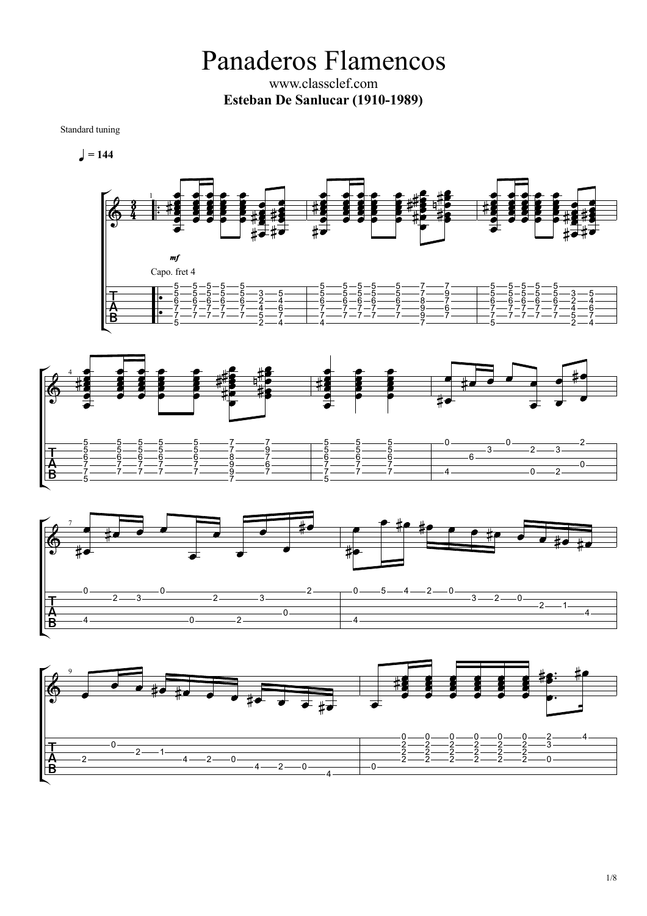# Panaderos Flamencos

www.classclef.com

**Esteban De Sanlucar (1910-1989)**

Standard tuning

♩ = 144

*mf*

Capo. fret 4